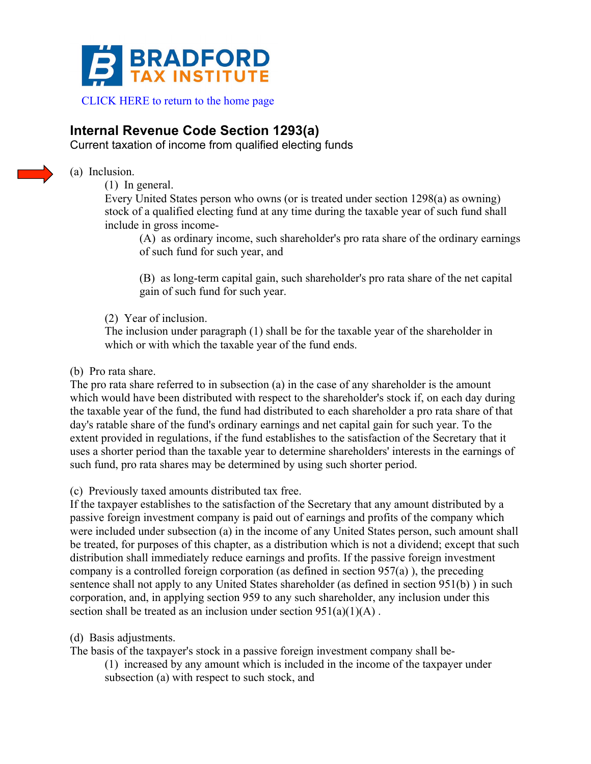BRADFORD TAX INSTITUTE

CLICK HERE to return to the home page

## Internal Revenue Code Section 1293(a)

Current taxation of income from qualified electing funds

(a) Inclusion.

(1) In general.

Every United States person who owns (or is treated under section 1298(a) as owning) stock of a qualified electing fund at any time during the taxable year of such fund shall include in gross income-

(A) as ordinary income, such shareholder's pro rata share of the ordinary earnings of such fund for such year, and

(B) as long-term capital gain, such shareholder's pro rata share of the net capital gain of such fund for such year.

(2) Year of inclusion.

The inclusion under paragraph (1) shall be for the taxable year of the shareholder in which or with which the taxable year of the fund ends.

(b) Pro rata share.

The pro rata share referred to in subsection (a) in the case of any shareholder is the amount which would have been distributed with respect to the shareholder's stock if, on each day during the taxable year of the fund, the fund had distributed to each shareholder a pro rata share of that day's ratable share of the fund's ordinary earnings and net capital gain for such year. To the extent provided in regulations, if the fund establishes to the satisfaction of the Secretary that it uses a shorter period than the taxable year to determine shareholders' interests in the earnings of such fund, pro rata shares may be determined by using such shorter period.

(c) Previously taxed amounts distributed tax free.

If the taxpayer establishes to the satisfaction of the Secretary that any amount distributed by a passive foreign investment company is paid out of earnings and profits of the company which were included under subsection (a) in the income of any United States person, such amount shall be treated, for purposes of this chapter, as a distribution which is not a dividend; except that such distribution shall immediately reduce earnings and profits. If the passive foreign investment company is a controlled foreign corporation (as defined in section 957(a) ), the preceding sentence shall not apply to any United States shareholder (as defined in section 951(b) ) in such corporation, and, in applying section 959 to any such shareholder, any inclusion under this section shall be treated as an inclusion under section 951(a)(1)(A) .

(d) Basis adjustments.

The basis of the taxpayer's stock in a passive foreign investment company shall be-

(1) increased by any amount which is included in the income of the taxpayer under subsection (a) with respect to such stock, and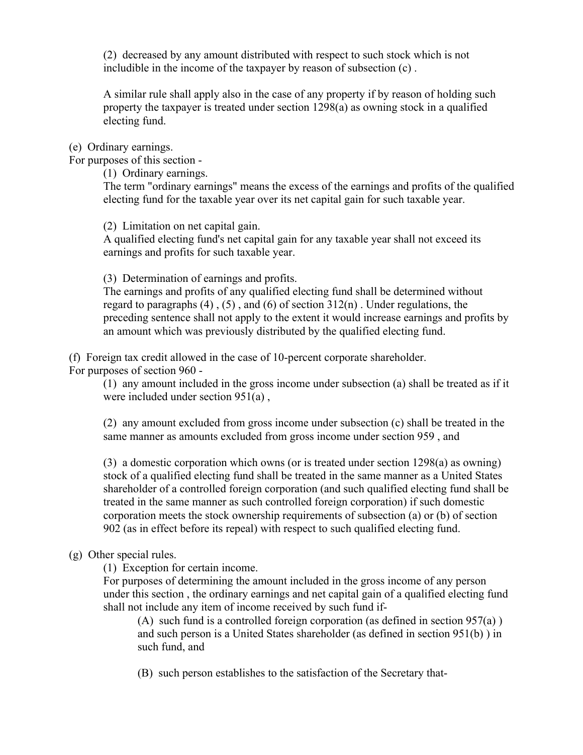(2) decreased by any amount distributed with respect to such stock which is not includible in the income of the taxpayer by reason of subsection (c) .

A similar rule shall apply also in the case of any property if by reason of holding such property the taxpayer is treated under section 1298(a) as owning stock in a qualified electing fund.

(e) Ordinary earnings.
For purposes of this section -

(1) Ordinary earnings.
The term "ordinary earnings" means the excess of the earnings and profits of the qualified electing fund for the taxable year over its net capital gain for such taxable year.

(2) Limitation on net capital gain.
A qualified electing fund's net capital gain for any taxable year shall not exceed its earnings and profits for such taxable year.

(3) Determination of earnings and profits.
The earnings and profits of any qualified electing fund shall be determined without regard to paragraphs (4) , (5) , and (6) of section 312(n) . Under regulations, the preceding sentence shall not apply to the extent it would increase earnings and profits by an amount which was previously distributed by the qualified electing fund.

(f) Foreign tax credit allowed in the case of 10-percent corporate shareholder.
For purposes of section 960 -

(1) any amount included in the gross income under subsection (a) shall be treated as if it were included under section 951(a) ,

(2) any amount excluded from gross income under subsection (c) shall be treated in the same manner as amounts excluded from gross income under section 959 , and

(3) a domestic corporation which owns (or is treated under section 1298(a) as owning) stock of a qualified electing fund shall be treated in the same manner as a United States shareholder of a controlled foreign corporation (and such qualified electing fund shall be treated in the same manner as such controlled foreign corporation) if such domestic corporation meets the stock ownership requirements of subsection (a) or (b) of section 902 (as in effect before its repeal) with respect to such qualified electing fund.

(g) Other special rules.

(1) Exception for certain income.
For purposes of determining the amount included in the gross income of any person under this section , the ordinary earnings and net capital gain of a qualified electing fund shall not include any item of income received by such fund if-

(A) such fund is a controlled foreign corporation (as defined in section 957(a) ) and such person is a United States shareholder (as defined in section 951(b) ) in such fund, and

(B) such person establishes to the satisfaction of the Secretary that-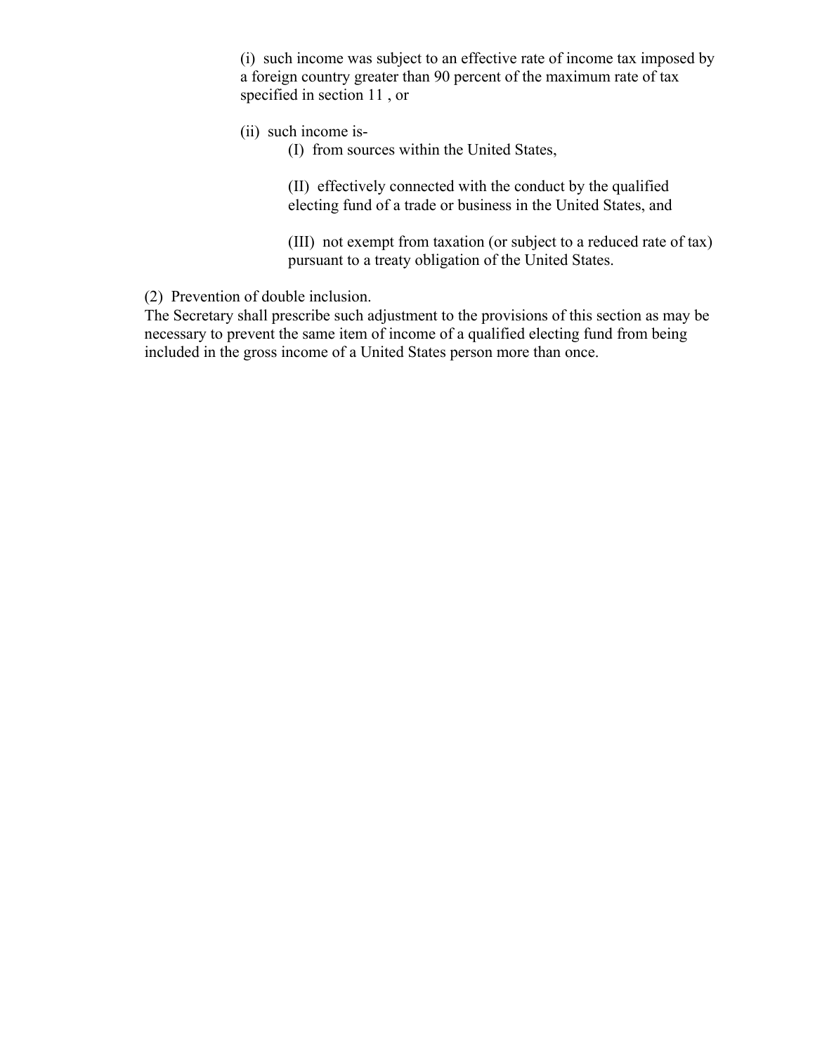(i) such income was subject to an effective rate of income tax imposed by a foreign country greater than 90 percent of the maximum rate of tax specified in section 11 , or

(ii) such income is-

(I) from sources within the United States,

(II) effectively connected with the conduct by the qualified electing fund of a trade or business in the United States, and

(III) not exempt from taxation (or subject to a reduced rate of tax) pursuant to a treaty obligation of the United States.

(2) Prevention of double inclusion.

The Secretary shall prescribe such adjustment to the provisions of this section as may be necessary to prevent the same item of income of a qualified electing fund from being included in the gross income of a United States person more than once.